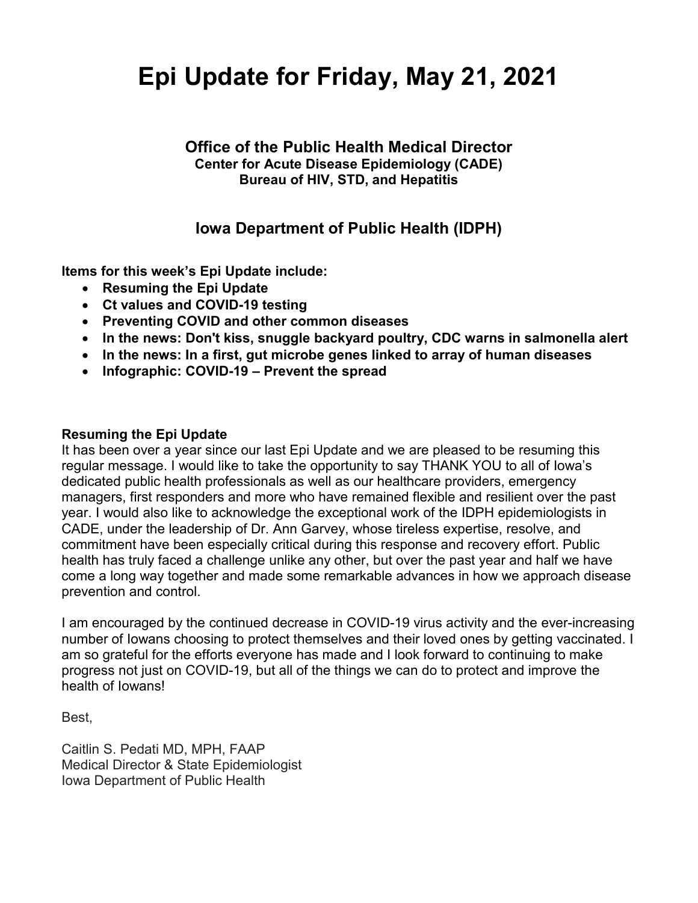# Epi Update for Friday, May 21, 2021

### Office of the Public Health Medical Director
**Center for Acute Disease Epidemiology (CADE)**
**Bureau of HIV, STD, and Hepatitis**

### Iowa Department of Public Health (IDPH)

**Items for this week's Epi Update include:**

- **Resuming the Epi Update**
- **Ct values and COVID-19 testing**
- **Preventing COVID and other common diseases**
- **In the news: Don't kiss, snuggle backyard poultry, CDC warns in salmonella alert**
- **In the news: In a first, gut microbe genes linked to array of human diseases**
- **Infographic: COVID-19 – Prevent the spread**

**Resuming the Epi Update**

It has been over a year since our last Epi Update and we are pleased to be resuming this regular message. I would like to take the opportunity to say THANK YOU to all of Iowa's dedicated public health professionals as well as our healthcare providers, emergency managers, first responders and more who have remained flexible and resilient over the past year. I would also like to acknowledge the exceptional work of the IDPH epidemiologists in CADE, under the leadership of Dr. Ann Garvey, whose tireless expertise, resolve, and commitment have been especially critical during this response and recovery effort. Public health has truly faced a challenge unlike any other, but over the past year and half we have come a long way together and made some remarkable advances in how we approach disease prevention and control.

I am encouraged by the continued decrease in COVID-19 virus activity and the ever-increasing number of Iowans choosing to protect themselves and their loved ones by getting vaccinated. I am so grateful for the efforts everyone has made and I look forward to continuing to make progress not just on COVID-19, but all of the things we can do to protect and improve the health of Iowans!

Best,

Caitlin S. Pedati MD, MPH, FAAP
Medical Director & State Epidemiologist
Iowa Department of Public Health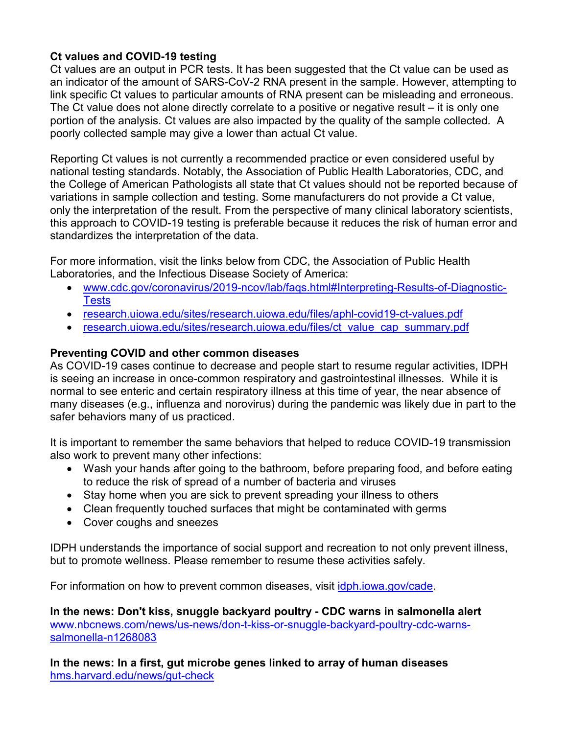**Ct values and COVID-19 testing**

Ct values are an output in PCR tests. It has been suggested that the Ct value can be used as an indicator of the amount of SARS-CoV-2 RNA present in the sample. However, attempting to link specific Ct values to particular amounts of RNA present can be misleading and erroneous. The Ct value does not alone directly correlate to a positive or negative result – it is only one portion of the analysis. Ct values are also impacted by the quality of the sample collected. A poorly collected sample may give a lower than actual Ct value.

Reporting Ct values is not currently a recommended practice or even considered useful by national testing standards. Notably, the Association of Public Health Laboratories, CDC, and the College of American Pathologists all state that Ct values should not be reported because of variations in sample collection and testing. Some manufacturers do not provide a Ct value, only the interpretation of the result. From the perspective of many clinical laboratory scientists, this approach to COVID-19 testing is preferable because it reduces the risk of human error and standardizes the interpretation of the data.

For more information, visit the links below from CDC, the Association of Public Health Laboratories, and the Infectious Disease Society of America:

- www.cdc.gov/coronavirus/2019-ncov/lab/faqs.html#Interpreting-Results-of-Diagnostic-Tests
- research.uiowa.edu/sites/research.uiowa.edu/files/aphl-covid19-ct-values.pdf
- research.uiowa.edu/sites/research.uiowa.edu/files/ct_value_cap_summary.pdf

**Preventing COVID and other common diseases**

As COVID-19 cases continue to decrease and people start to resume regular activities, IDPH is seeing an increase in once-common respiratory and gastrointestinal illnesses. While it is normal to see enteric and certain respiratory illness at this time of year, the near absence of many diseases (e.g., influenza and norovirus) during the pandemic was likely due in part to the safer behaviors many of us practiced.

It is important to remember the same behaviors that helped to reduce COVID-19 transmission also work to prevent many other infections:

- Wash your hands after going to the bathroom, before preparing food, and before eating to reduce the risk of spread of a number of bacteria and viruses
- Stay home when you are sick to prevent spreading your illness to others
- Clean frequently touched surfaces that might be contaminated with germs
- Cover coughs and sneezes

IDPH understands the importance of social support and recreation to not only prevent illness, but to promote wellness. Please remember to resume these activities safely.

For information on how to prevent common diseases, visit idph.iowa.gov/cade.

**In the news: Don't kiss, snuggle backyard poultry - CDC warns in salmonella alert**
www.nbcnews.com/news/us-news/don-t-kiss-or-snuggle-backyard-poultry-cdc-warns-salmonella-n1268083

**In the news: In a first, gut microbe genes linked to array of human diseases**
hms.harvard.edu/news/gut-check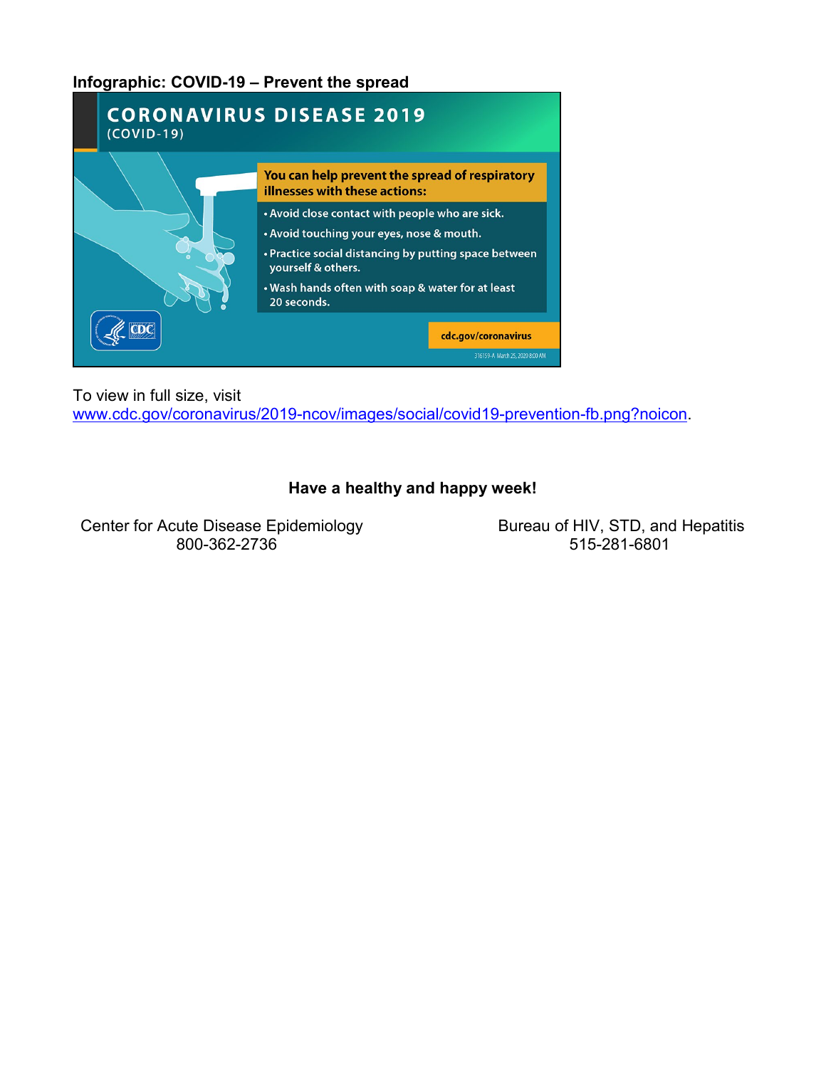**Infographic: COVID-19 – Prevent the spread**

CORONAVIRUS DISEASE 2019
(COVID-19)

You can help prevent the spread of respiratory illnesses with these actions:

- Avoid close contact with people who are sick.
- Avoid touching your eyes, nose & mouth.
- Practice social distancing by putting space between yourself & others.
- Wash hands often with soap & water for at least 20 seconds.

cdc.gov/coronavirus

316159-A March 25, 2020 8:00 AM

To view in full size, visit www.cdc.gov/coronavirus/2019-ncov/images/social/covid19-prevention-fb.png?noicon.

**Have a healthy and happy week!**

Center for Acute Disease Epidemiology
800-362-2736

Bureau of HIV, STD, and Hepatitis
515-281-6801